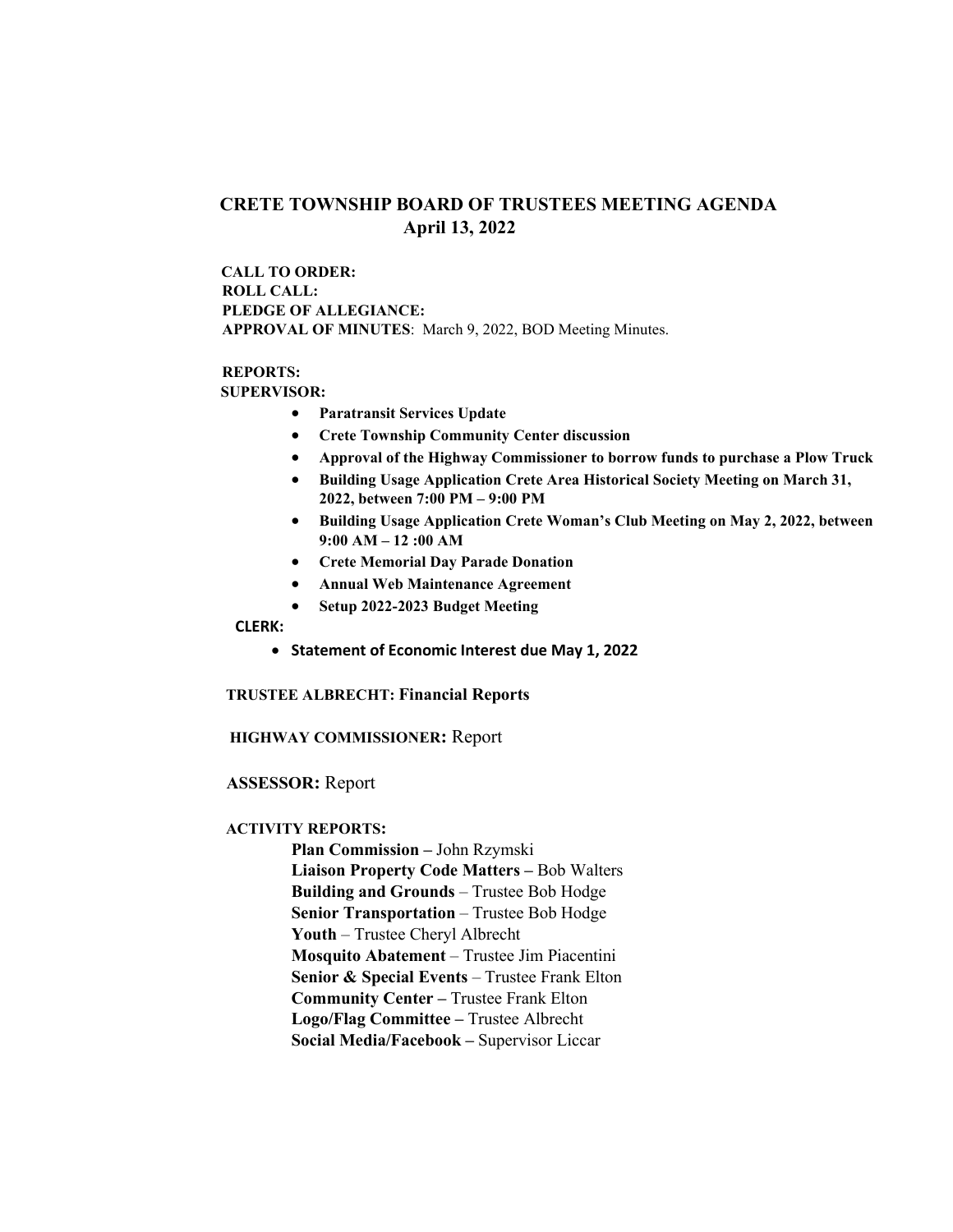# CRETE TOWNSHIP BOARD OF TRUSTEES MEETING AGENDA
## April 13, 2022

**CALL TO ORDER:**
**ROLL CALL:**
**PLEDGE OF ALLEGIANCE:**
**APPROVAL OF MINUTES**: March 9, 2022, BOD Meeting Minutes.

**REPORTS:**
**SUPERVISOR:**

- **Paratransit Services Update**
- **Crete Township Community Center discussion**
- **Approval of the Highway Commissioner to borrow funds to purchase a Plow Truck**
- **Building Usage Application Crete Area Historical Society Meeting on March 31, 2022, between 7:00 PM – 9:00 PM**
- **Building Usage Application Crete Woman's Club Meeting on May 2, 2022, between 9:00 AM – 12 :00 AM**
- **Crete Memorial Day Parade Donation**
- **Annual Web Maintenance Agreement**
- **Setup 2022-2023 Budget Meeting**

**CLERK:**

- **Statement of Economic Interest due May 1, 2022**

**TRUSTEE ALBRECHT: Financial Reports**

**HIGHWAY COMMISSIONER:** Report

**ASSESSOR:** Report

**ACTIVITY REPORTS:**

**Plan Commission –** John Rzymski
**Liaison Property Code Matters –** Bob Walters
**Building and Grounds** – Trustee Bob Hodge
**Senior Transportation** – Trustee Bob Hodge
**Youth** – Trustee Cheryl Albrecht
**Mosquito Abatement** – Trustee Jim Piacentini
**Senior & Special Events** – Trustee Frank Elton
**Community Center –** Trustee Frank Elton
**Logo/Flag Committee –** Trustee Albrecht
**Social Media/Facebook –** Supervisor Liccar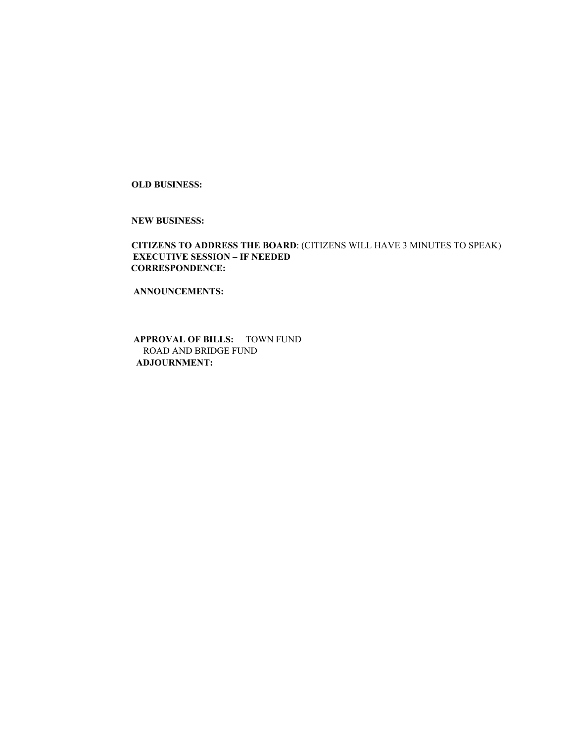**OLD BUSINESS:**

**NEW BUSINESS:**

**CITIZENS TO ADDRESS THE BOARD**: (CITIZENS WILL HAVE 3 MINUTES TO SPEAK)
**EXECUTIVE SESSION – IF NEEDED**
**CORRESPONDENCE:**

**ANNOUNCEMENTS:**

**APPROVAL OF BILLS:** TOWN FUND
ROAD AND BRIDGE FUND
**ADJOURNMENT:**